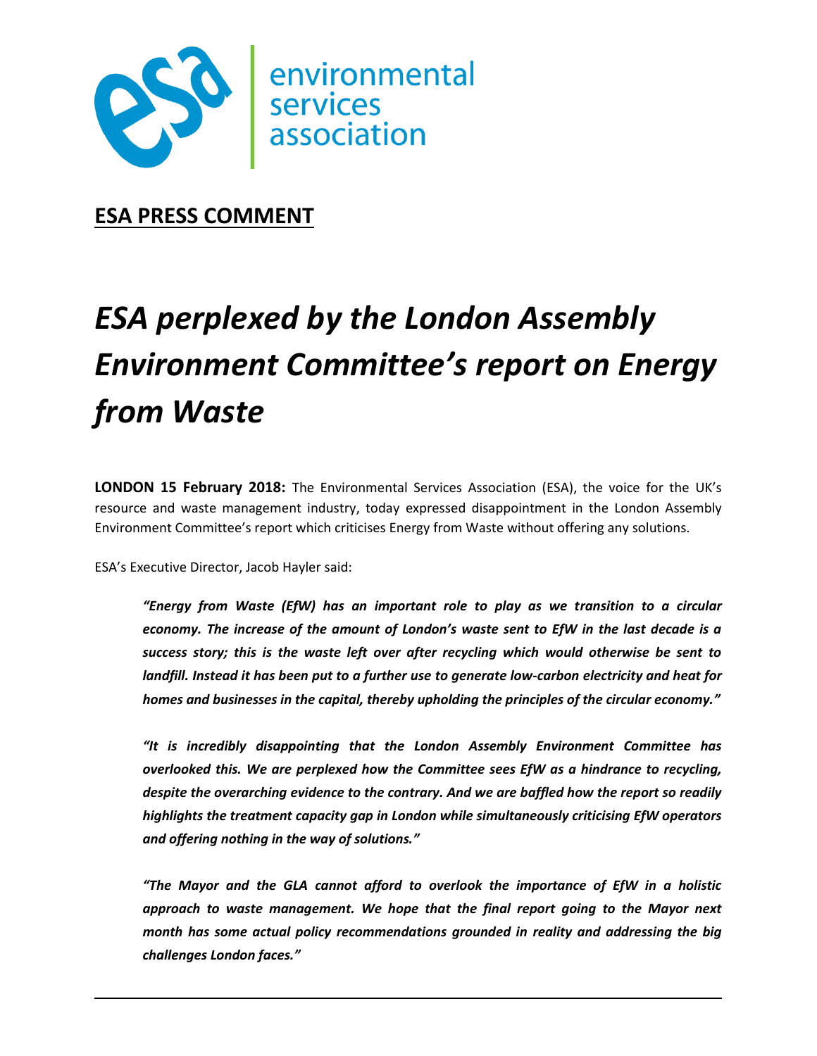environmental services association

**ESA PRESS COMMENT**

# *ESA perplexed by the London Assembly Environment Committee's report on Energy from Waste*

**LONDON 15 February 2018:** The Environmental Services Association (ESA), the voice for the UK's resource and waste management industry, today expressed disappointment in the London Assembly Environment Committee's report which criticises Energy from Waste without offering any solutions.

ESA's Executive Director, Jacob Hayler said:

> ***"Energy from Waste (EfW) has an important role to play as we transition to a circular economy. The increase of the amount of London's waste sent to EfW in the last decade is a success story; this is the waste left over after recycling which would otherwise be sent to landfill. Instead it has been put to a further use to generate low-carbon electricity and heat for homes and businesses in the capital, thereby upholding the principles of the circular economy."***
>
> ***"It is incredibly disappointing that the London Assembly Environment Committee has overlooked this. We are perplexed how the Committee sees EfW as a hindrance to recycling, despite the overarching evidence to the contrary. And we are baffled how the report so readily highlights the treatment capacity gap in London while simultaneously criticising EfW operators and offering nothing in the way of solutions."***
>
> ***"The Mayor and the GLA cannot afford to overlook the importance of EfW in a holistic approach to waste management. We hope that the final report going to the Mayor next month has some actual policy recommendations grounded in reality and addressing the big challenges London faces."***

---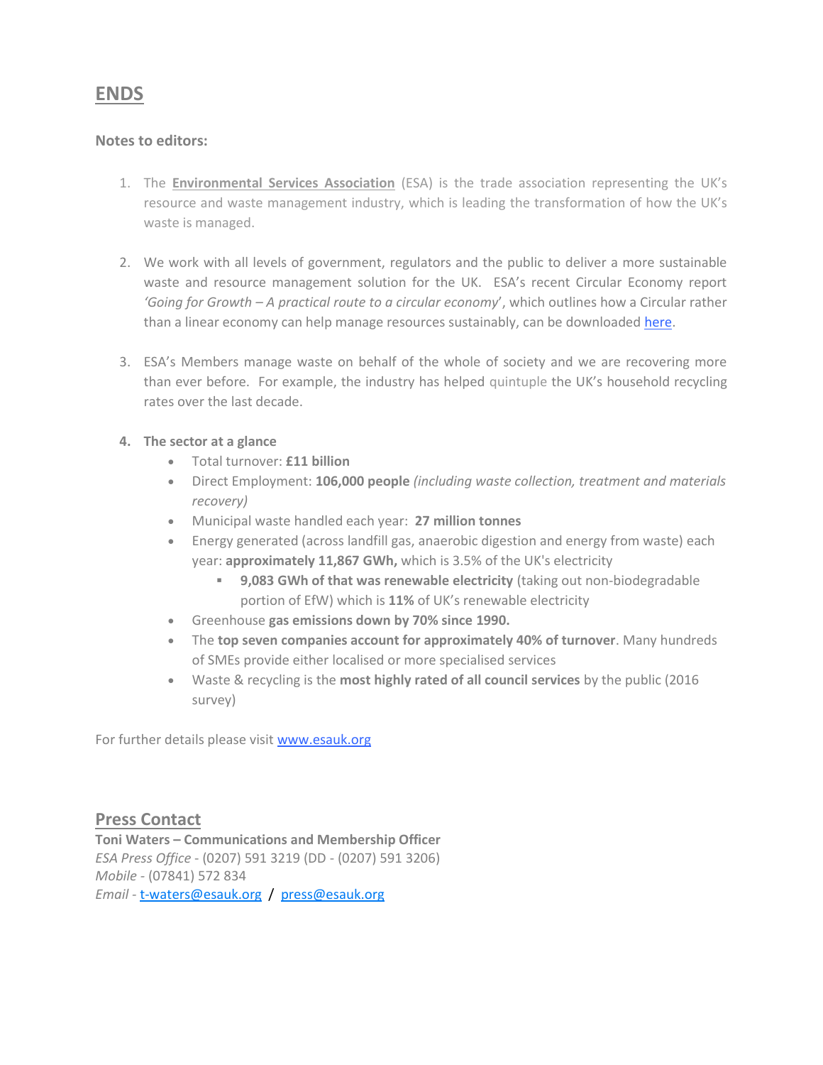## ENDS

**Notes to editors:**

1. The **Environmental Services Association** (ESA) is the trade association representing the UK's resource and waste management industry, which is leading the transformation of how the UK's waste is managed.

2. We work with all levels of government, regulators and the public to deliver a more sustainable waste and resource management solution for the UK. ESA's recent Circular Economy report *'Going for Growth – A practical route to a circular economy'*, which outlines how a Circular rather than a linear economy can help manage resources sustainably, can be downloaded here.

3. ESA's Members manage waste on behalf of the whole of society and we are recovering more than ever before. For example, the industry has helped quintuple the UK's household recycling rates over the last decade.

4. **The sector at a glance**
   - Total turnover: **£11 billion**
   - Direct Employment: **106,000 people** *(including waste collection, treatment and materials recovery)*
   - Municipal waste handled each year: **27 million tonnes**
   - Energy generated (across landfill gas, anaerobic digestion and energy from waste) each year: **approximately 11,867 GWh,** which is 3.5% of the UK's electricity
     - **9,083 GWh of that was renewable electricity** (taking out non-biodegradable portion of EfW) which is **11%** of UK's renewable electricity
   - Greenhouse **gas emissions down by 70% since 1990.**
   - The **top seven companies account for approximately 40% of turnover**. Many hundreds of SMEs provide either localised or more specialised services
   - Waste & recycling is the **most highly rated of all council services** by the public (2016 survey)

For further details please visit www.esauk.org

## Press Contact

**Toni Waters – Communications and Membership Officer**
*ESA Press Office* - (0207) 591 3219 (DD - (0207) 591 3206)
*Mobile* - (07841) 572 834
*Email* - t-waters@esauk.org / press@esauk.org